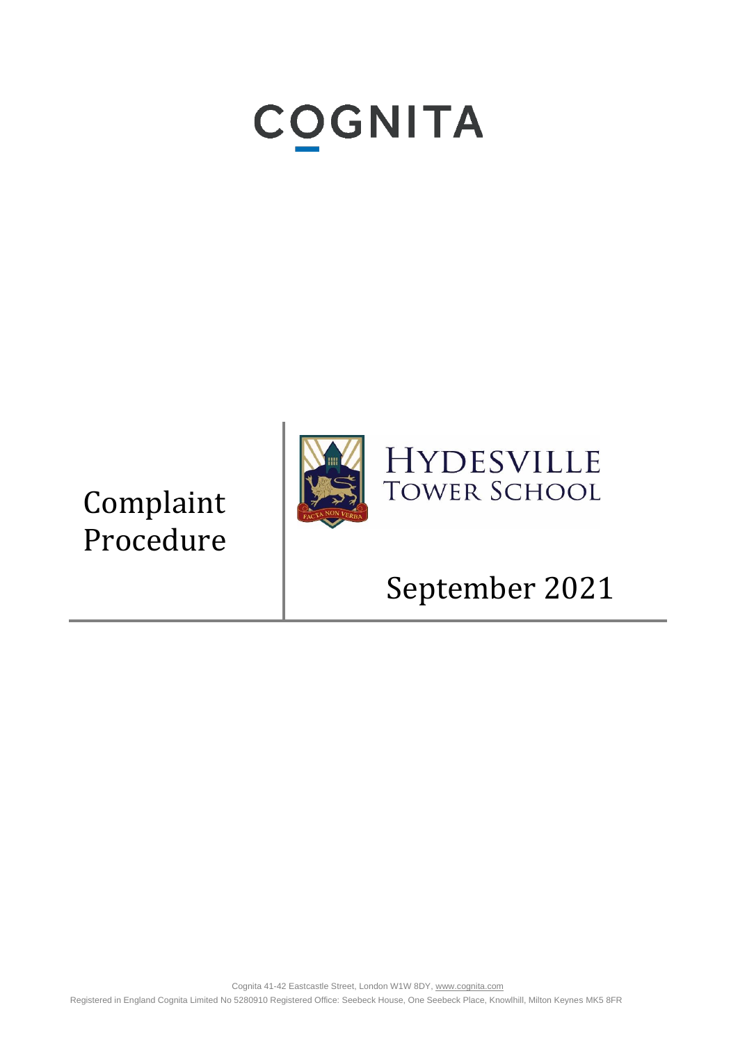# COGNITA

# Complaint Procedure

HYDESVILLE TOWER SCHOOL

FACTA NON VERBA

September 2021

Cognita 41-42 Eastcastle Street, London W1W 8DY, www.cognita.com

Registered in England Cognita Limited No 5280910 Registered Office: Seebeck House, One Seebeck Place, Knowlhill, Milton Keynes MK5 8FR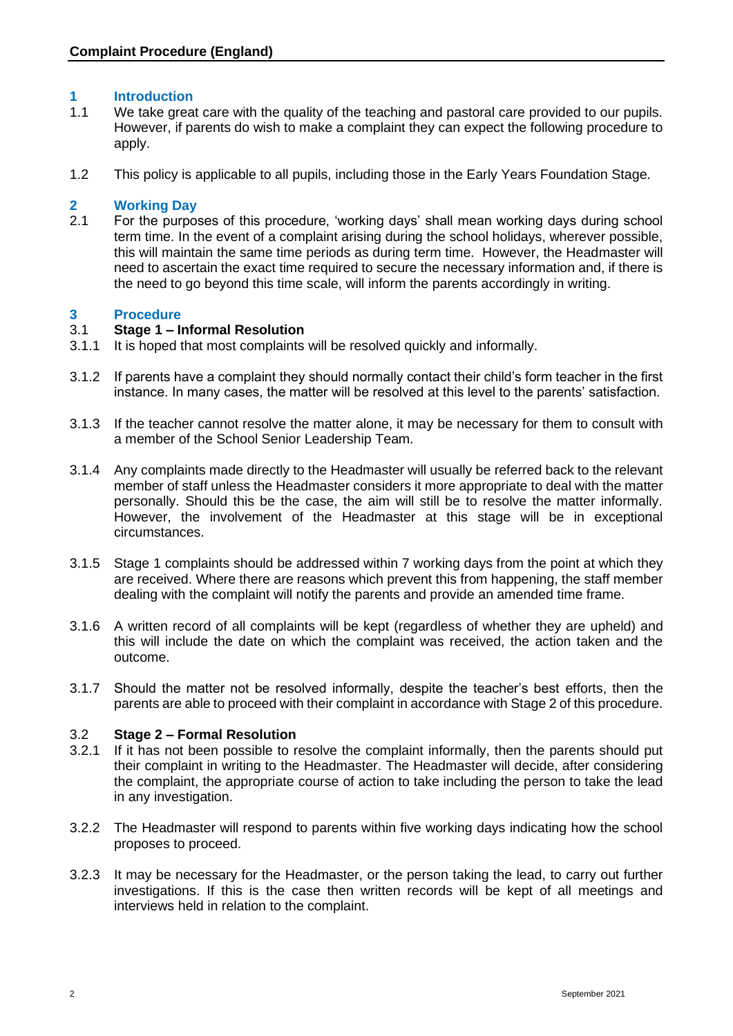## 1 Introduction

1.1 We take great care with the quality of the teaching and pastoral care provided to our pupils. However, if parents do wish to make a complaint they can expect the following procedure to apply.

1.2 This policy is applicable to all pupils, including those in the Early Years Foundation Stage.

## 2 Working Day

2.1 For the purposes of this procedure, 'working days' shall mean working days during school term time. In the event of a complaint arising during the school holidays, wherever possible, this will maintain the same time periods as during term time. However, the Headmaster will need to ascertain the exact time required to secure the necessary information and, if there is the need to go beyond this time scale, will inform the parents accordingly in writing.

## 3 Procedure

### 3.1 Stage 1 – Informal Resolution

3.1.1 It is hoped that most complaints will be resolved quickly and informally.

3.1.2 If parents have a complaint they should normally contact their child's form teacher in the first instance. In many cases, the matter will be resolved at this level to the parents' satisfaction.

3.1.3 If the teacher cannot resolve the matter alone, it may be necessary for them to consult with a member of the School Senior Leadership Team.

3.1.4 Any complaints made directly to the Headmaster will usually be referred back to the relevant member of staff unless the Headmaster considers it more appropriate to deal with the matter personally. Should this be the case, the aim will still be to resolve the matter informally. However, the involvement of the Headmaster at this stage will be in exceptional circumstances.

3.1.5 Stage 1 complaints should be addressed within 7 working days from the point at which they are received. Where there are reasons which prevent this from happening, the staff member dealing with the complaint will notify the parents and provide an amended time frame.

3.1.6 A written record of all complaints will be kept (regardless of whether they are upheld) and this will include the date on which the complaint was received, the action taken and the outcome.

3.1.7 Should the matter not be resolved informally, despite the teacher's best efforts, then the parents are able to proceed with their complaint in accordance with Stage 2 of this procedure.

### 3.2 Stage 2 – Formal Resolution

3.2.1 If it has not been possible to resolve the complaint informally, then the parents should put their complaint in writing to the Headmaster. The Headmaster will decide, after considering the complaint, the appropriate course of action to take including the person to take the lead in any investigation.

3.2.2 The Headmaster will respond to parents within five working days indicating how the school proposes to proceed.

3.2.3 It may be necessary for the Headmaster, or the person taking the lead, to carry out further investigations. If this is the case then written records will be kept of all meetings and interviews held in relation to the complaint.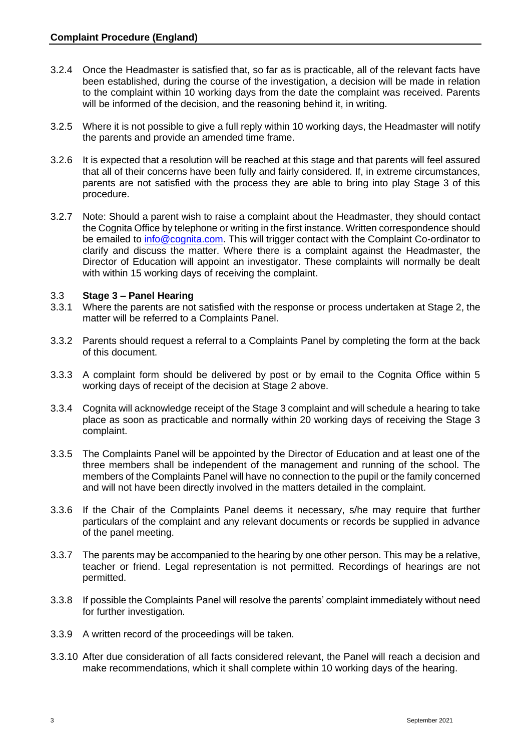3.2.4 Once the Headmaster is satisfied that, so far as is practicable, all of the relevant facts have been established, during the course of the investigation, a decision will be made in relation to the complaint within 10 working days from the date the complaint was received. Parents will be informed of the decision, and the reasoning behind it, in writing.

3.2.5 Where it is not possible to give a full reply within 10 working days, the Headmaster will notify the parents and provide an amended time frame.

3.2.6 It is expected that a resolution will be reached at this stage and that parents will feel assured that all of their concerns have been fully and fairly considered. If, in extreme circumstances, parents are not satisfied with the process they are able to bring into play Stage 3 of this procedure.

3.2.7 Note: Should a parent wish to raise a complaint about the Headmaster, they should contact the Cognita Office by telephone or writing in the first instance. Written correspondence should be emailed to info@cognita.com. This will trigger contact with the Complaint Co-ordinator to clarify and discuss the matter. Where there is a complaint against the Headmaster, the Director of Education will appoint an investigator. These complaints will normally be dealt with within 15 working days of receiving the complaint.

### 3.3 Stage 3 – Panel Hearing

3.3.1 Where the parents are not satisfied with the response or process undertaken at Stage 2, the matter will be referred to a Complaints Panel.

3.3.2 Parents should request a referral to a Complaints Panel by completing the form at the back of this document.

3.3.3 A complaint form should be delivered by post or by email to the Cognita Office within 5 working days of receipt of the decision at Stage 2 above.

3.3.4 Cognita will acknowledge receipt of the Stage 3 complaint and will schedule a hearing to take place as soon as practicable and normally within 20 working days of receiving the Stage 3 complaint.

3.3.5 The Complaints Panel will be appointed by the Director of Education and at least one of the three members shall be independent of the management and running of the school. The members of the Complaints Panel will have no connection to the pupil or the family concerned and will not have been directly involved in the matters detailed in the complaint.

3.3.6 If the Chair of the Complaints Panel deems it necessary, s/he may require that further particulars of the complaint and any relevant documents or records be supplied in advance of the panel meeting.

3.3.7 The parents may be accompanied to the hearing by one other person. This may be a relative, teacher or friend. Legal representation is not permitted. Recordings of hearings are not permitted.

3.3.8 If possible the Complaints Panel will resolve the parents' complaint immediately without need for further investigation.

3.3.9 A written record of the proceedings will be taken.

3.3.10 After due consideration of all facts considered relevant, the Panel will reach a decision and make recommendations, which it shall complete within 10 working days of the hearing.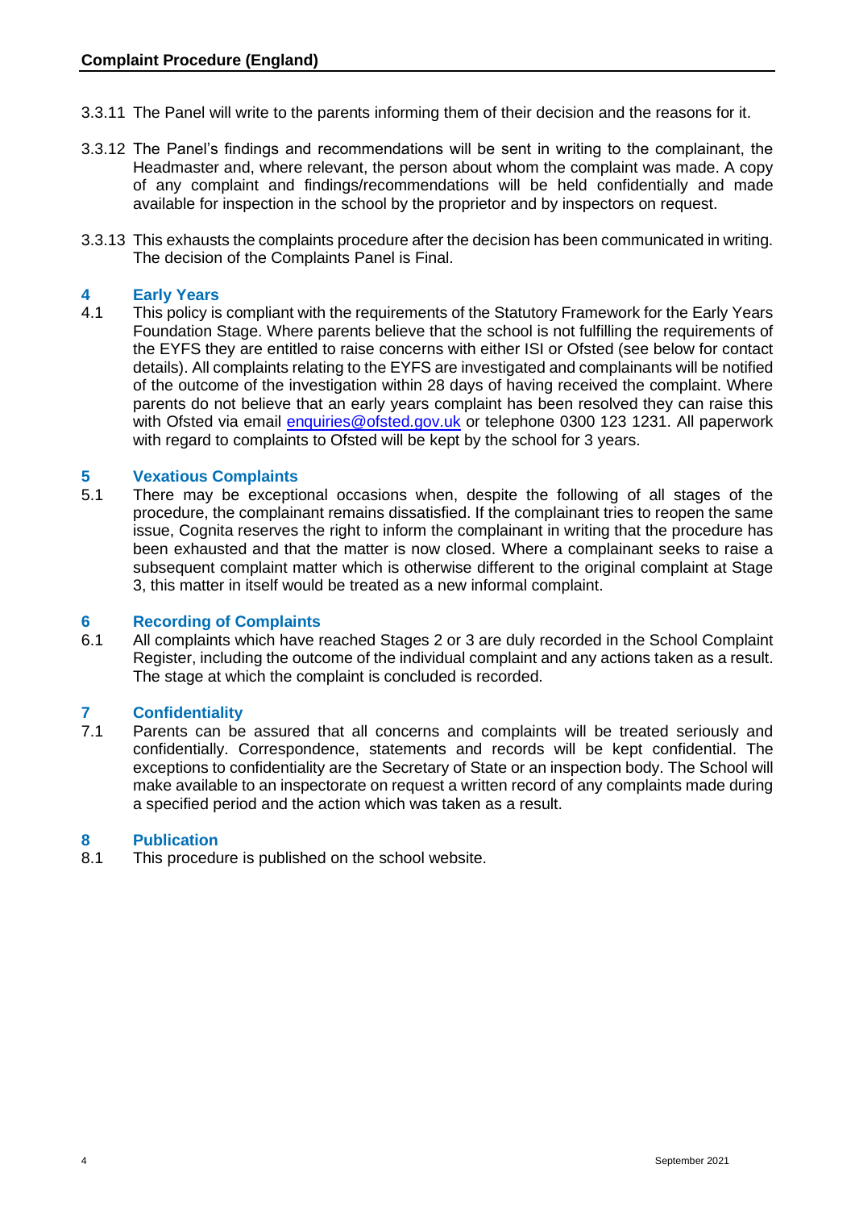3.3.11 The Panel will write to the parents informing them of their decision and the reasons for it.

3.3.12 The Panel's findings and recommendations will be sent in writing to the complainant, the Headmaster and, where relevant, the person about whom the complaint was made. A copy of any complaint and findings/recommendations will be held confidentially and made available for inspection in the school by the proprietor and by inspectors on request.

3.3.13 This exhausts the complaints procedure after the decision has been communicated in writing. The decision of the Complaints Panel is Final.

## 4 Early Years

4.1 This policy is compliant with the requirements of the Statutory Framework for the Early Years Foundation Stage. Where parents believe that the school is not fulfilling the requirements of the EYFS they are entitled to raise concerns with either ISI or Ofsted (see below for contact details). All complaints relating to the EYFS are investigated and complainants will be notified of the outcome of the investigation within 28 days of having received the complaint. Where parents do not believe that an early years complaint has been resolved they can raise this with Ofsted via email [enquiries@ofsted.gov.uk](mailto:enquiries@ofsted.gov.uk) or telephone 0300 123 1231. All paperwork with regard to complaints to Ofsted will be kept by the school for 3 years.

## 5 Vexatious Complaints

5.1 There may be exceptional occasions when, despite the following of all stages of the procedure, the complainant remains dissatisfied. If the complainant tries to reopen the same issue, Cognita reserves the right to inform the complainant in writing that the procedure has been exhausted and that the matter is now closed. Where a complainant seeks to raise a subsequent complaint matter which is otherwise different to the original complaint at Stage 3, this matter in itself would be treated as a new informal complaint.

## 6 Recording of Complaints

6.1 All complaints which have reached Stages 2 or 3 are duly recorded in the School Complaint Register, including the outcome of the individual complaint and any actions taken as a result. The stage at which the complaint is concluded is recorded.

## 7 Confidentiality

7.1 Parents can be assured that all concerns and complaints will be treated seriously and confidentially. Correspondence, statements and records will be kept confidential. The exceptions to confidentiality are the Secretary of State or an inspection body. The School will make available to an inspectorate on request a written record of any complaints made during a specified period and the action which was taken as a result.

## 8 Publication

8.1 This procedure is published on the school website.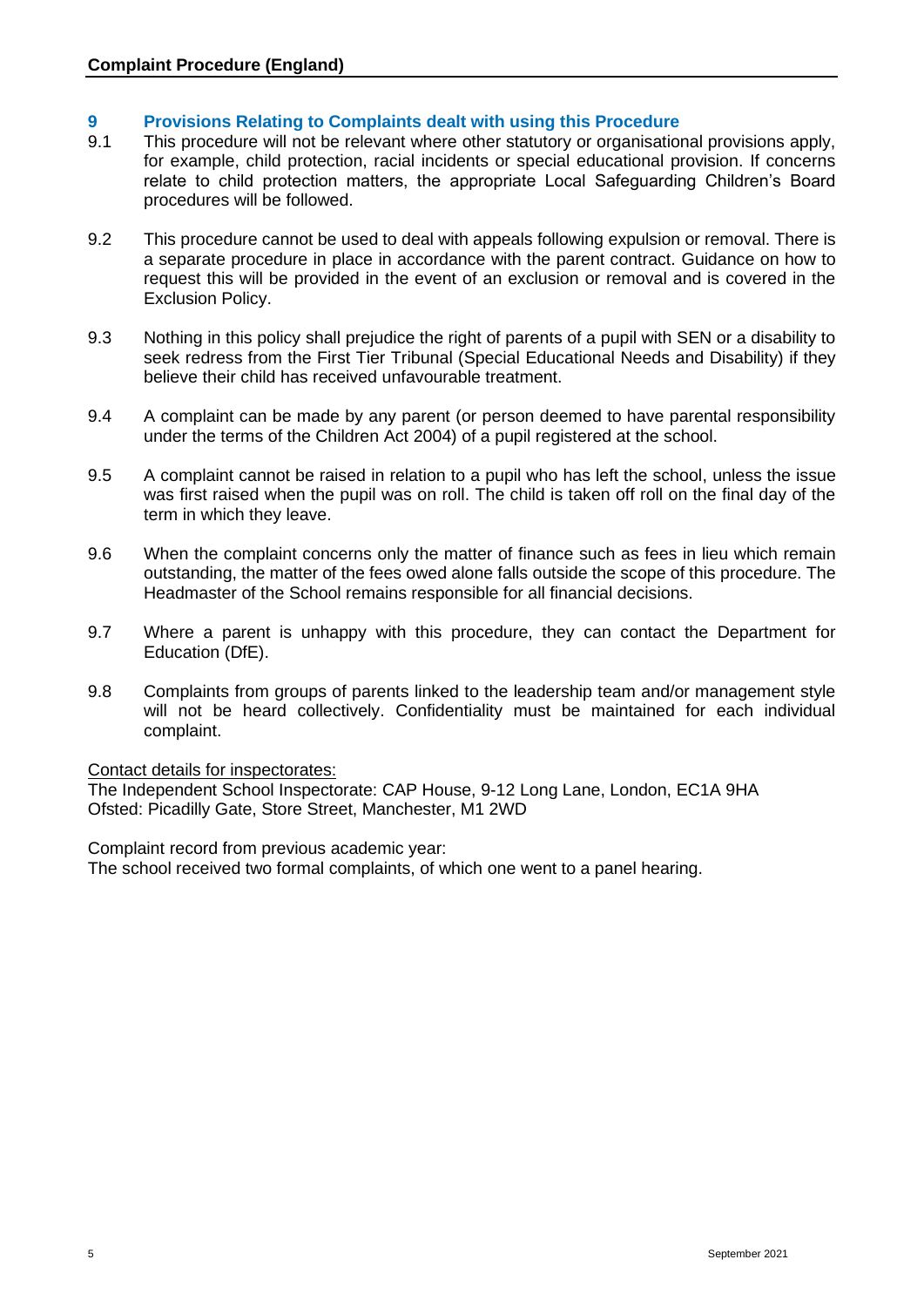## 9 Provisions Relating to Complaints dealt with using this Procedure

9.1 This procedure will not be relevant where other statutory or organisational provisions apply, for example, child protection, racial incidents or special educational provision. If concerns relate to child protection matters, the appropriate Local Safeguarding Children's Board procedures will be followed.

9.2 This procedure cannot be used to deal with appeals following expulsion or removal. There is a separate procedure in place in accordance with the parent contract. Guidance on how to request this will be provided in the event of an exclusion or removal and is covered in the Exclusion Policy.

9.3 Nothing in this policy shall prejudice the right of parents of a pupil with SEN or a disability to seek redress from the First Tier Tribunal (Special Educational Needs and Disability) if they believe their child has received unfavourable treatment.

9.4 A complaint can be made by any parent (or person deemed to have parental responsibility under the terms of the Children Act 2004) of a pupil registered at the school.

9.5 A complaint cannot be raised in relation to a pupil who has left the school, unless the issue was first raised when the pupil was on roll. The child is taken off roll on the final day of the term in which they leave.

9.6 When the complaint concerns only the matter of finance such as fees in lieu which remain outstanding, the matter of the fees owed alone falls outside the scope of this procedure. The Headmaster of the School remains responsible for all financial decisions.

9.7 Where a parent is unhappy with this procedure, they can contact the Department for Education (DfE).

9.8 Complaints from groups of parents linked to the leadership team and/or management style will not be heard collectively. Confidentiality must be maintained for each individual complaint.

Contact details for inspectorates:
The Independent School Inspectorate: CAP House, 9-12 Long Lane, London, EC1A 9HA
Ofsted: Picadilly Gate, Store Street, Manchester, M1 2WD

Complaint record from previous academic year:
The school received two formal complaints, of which one went to a panel hearing.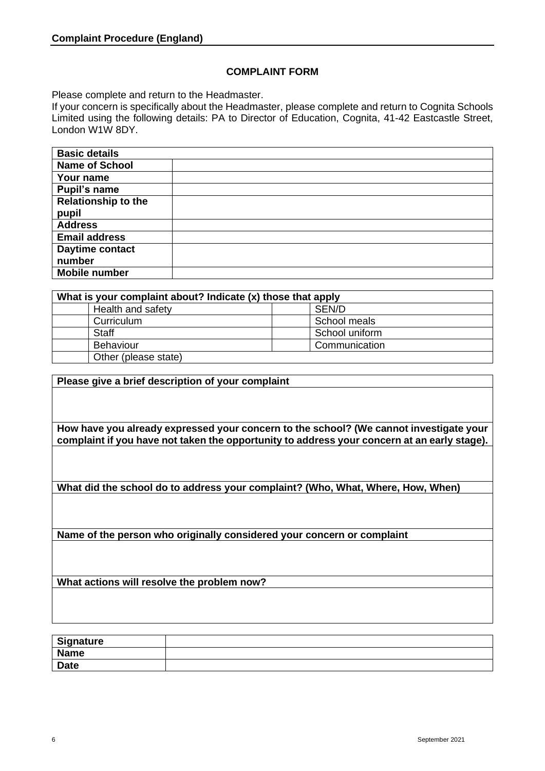## COMPLAINT FORM

Please complete and return to the Headmaster.
If your concern is specifically about the Headmaster, please complete and return to Cognita Schools Limited using the following details: PA to Director of Education, Cognita, 41-42 Eastcastle Street, London W1W 8DY.

| **Basic details** | |
|---|---|
| **Name of School** | |
| **Your name** | |
| **Pupil's name** | |
| **Relationship to the pupil** | |
| **Address** | |
| **Email address** | |
| **Daytime contact number** | |
| **Mobile number** | |

| **What is your complaint about? Indicate (x) those that apply** | | | |
|---|---|---|---|
| | Health and safety | | SEN/D |
| | Curriculum | | School meals |
| | Staff | | School uniform |
| | Behaviour | | Communication |
| | Other (please state) | | |

| **Please give a brief description of your complaint** |
|---|
| |
| **How have you already expressed your concern to the school? (We cannot investigate your complaint if you have not taken the opportunity to address your concern at an early stage).** |
| |
| **What did the school do to address your complaint? (Who, What, Where, How, When)** |
| |
| **Name of the person who originally considered your concern or complaint** |
| |
| **What actions will resolve the problem now?** |
| |

| **Signature** | |
|---|---|
| **Name** | |
| **Date** | |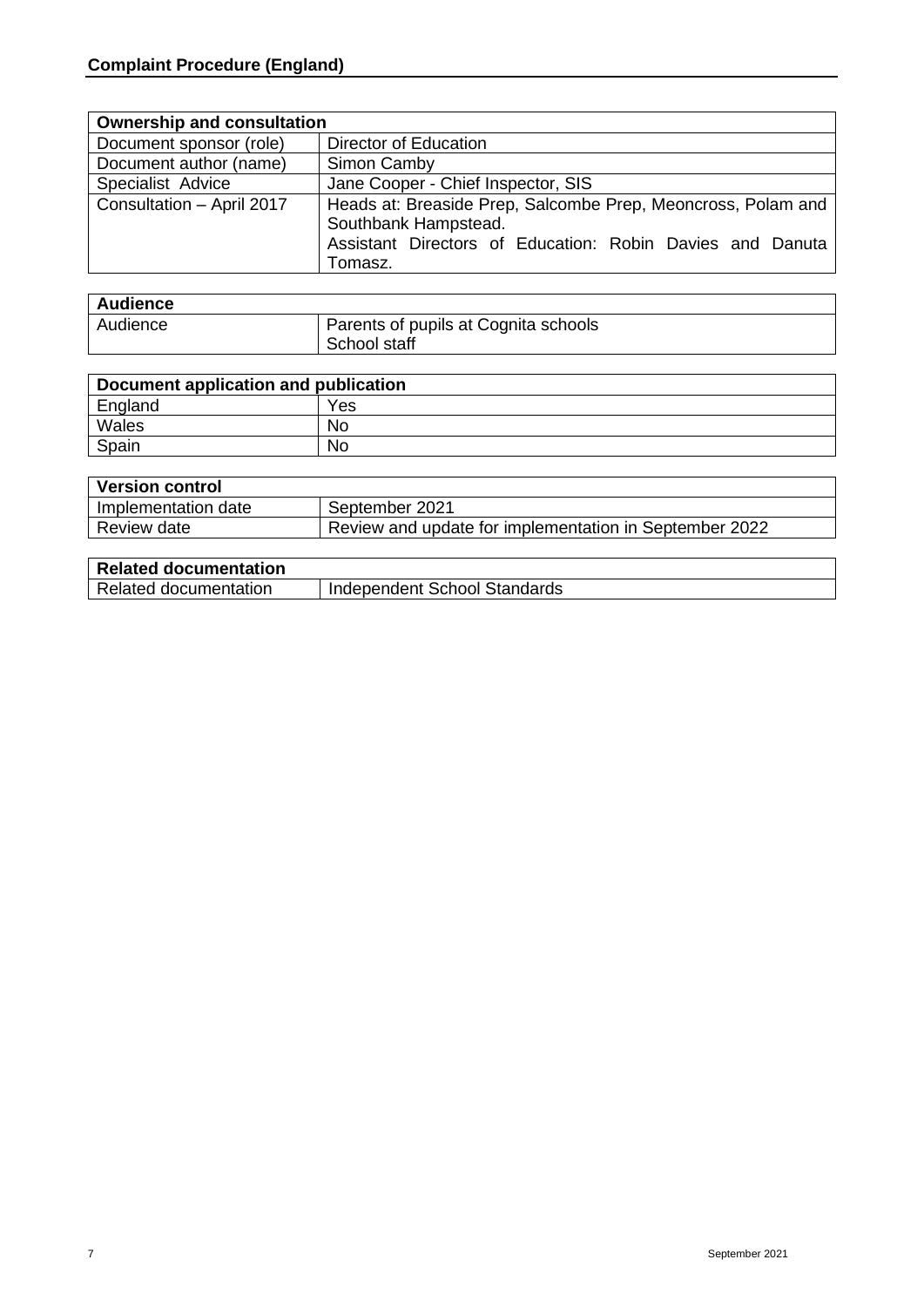| Ownership and consultation | |
|---|---|
| Document sponsor (role) | Director of Education |
| Document author (name) | Simon Camby |
| Specialist Advice | Jane Cooper - Chief Inspector, SIS |
| Consultation – April 2017 | Heads at: Breaside Prep, Salcombe Prep, Meoncross, Polam and Southbank Hampstead.<br>Assistant Directors of Education: Robin Davies and Danuta Tomasz. |

| Audience | |
|---|---|
| Audience | Parents of pupils at Cognita schools<br>School staff |

| Document application and publication | |
|---|---|
| England | Yes |
| Wales | No |
| Spain | No |

| Version control | |
|---|---|
| Implementation date | September 2021 |
| Review date | Review and update for implementation in September 2022 |

| Related documentation | |
|---|---|
| Related documentation | Independent School Standards |